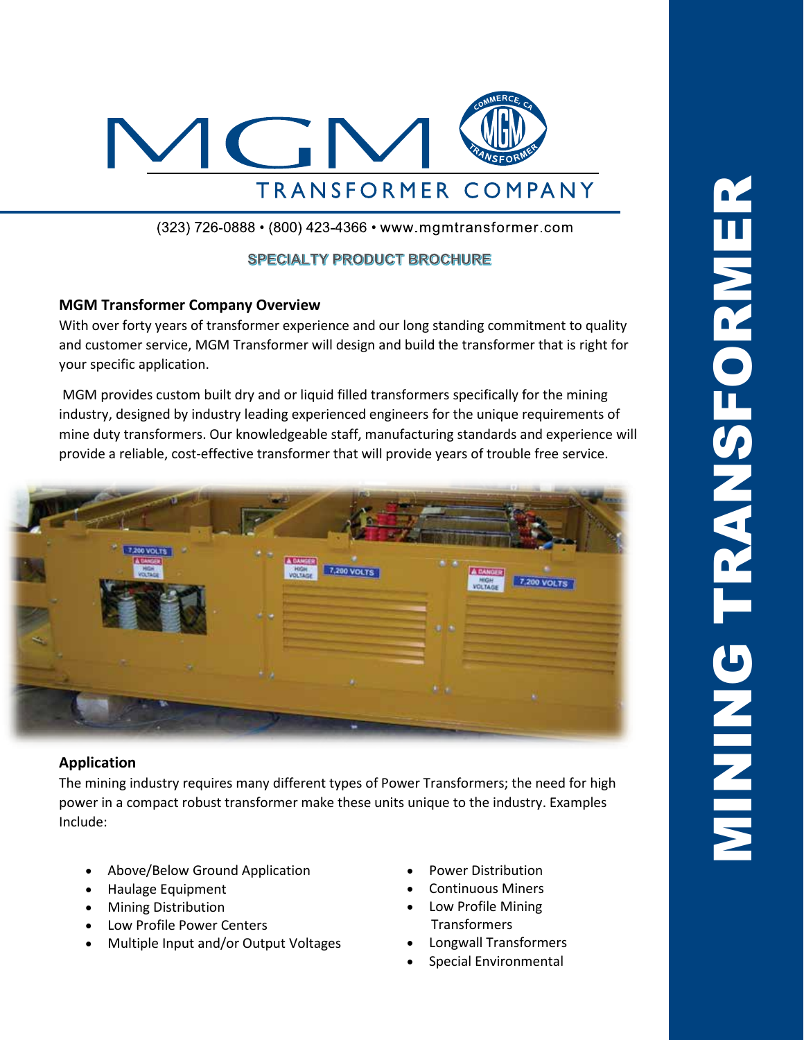# MGM TRANSFORMER COMPANY

(323) 726-0888 • (800) 423-4366 • www.mgmtransformer.com

**SPECIALTY PRODUCT BROCHURE**

# MINING TRANSFORMER

## MGM Transformer Company Overview

With over forty years of transformer experience and our long standing commitment to quality and customer service, MGM Transformer will design and build the transformer that is right for your specific application.

MGM provides custom built dry and or liquid filled transformers specifically for the mining industry, designed by industry leading experienced engineers for the unique requirements of mine duty transformers. Our knowledgeable staff, manufacturing standards and experience will provide a reliable, cost-effective transformer that will provide years of trouble free service.

## Application

The mining industry requires many different types of Power Transformers; the need for high power in a compact robust transformer make these units unique to the industry. Examples Include:

- Above/Below Ground Application
- Haulage Equipment
- Mining Distribution
- Low Profile Power Centers
- Multiple Input and/or Output Voltages
- Power Distribution
- Continuous Miners
- Low Profile Mining Transformers
- Longwall Transformers
- Special Environmental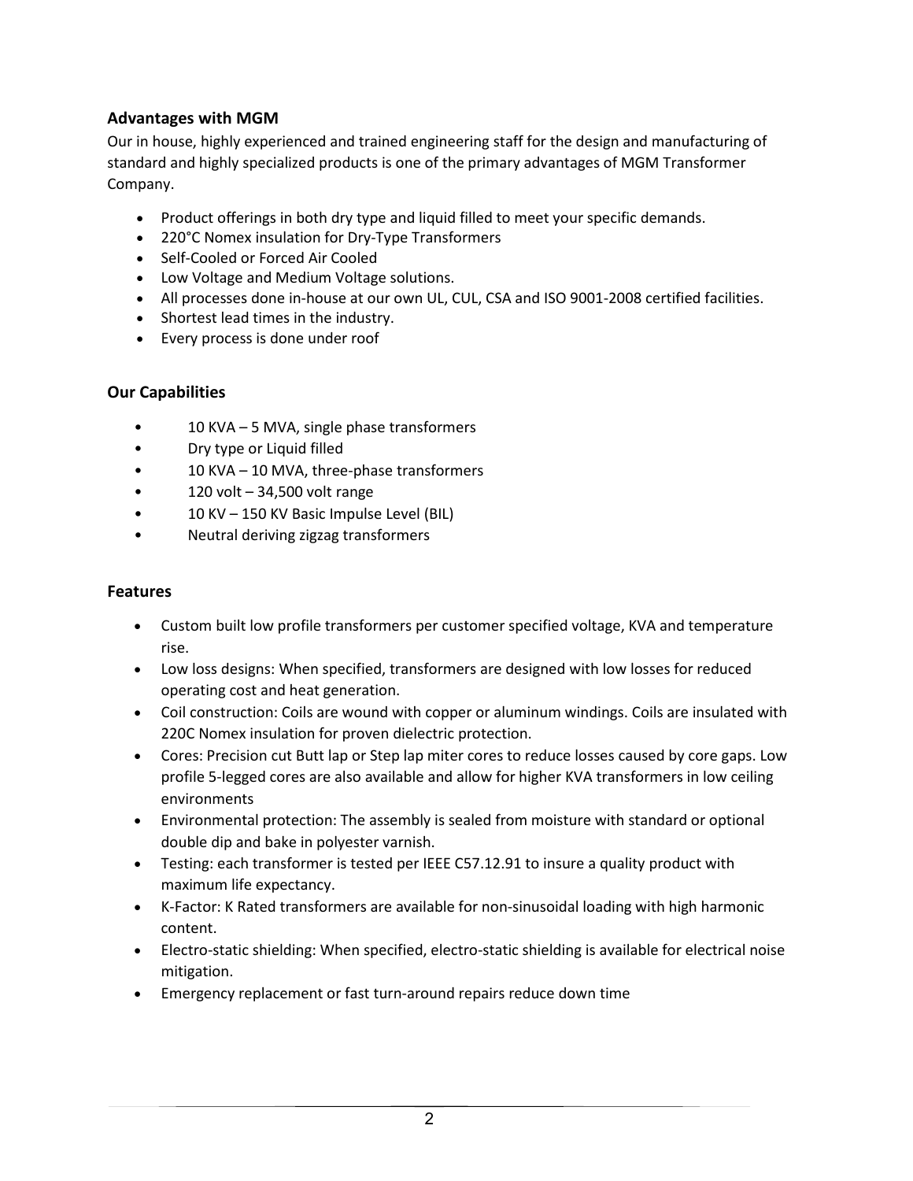### Advantages with MGM

Our in house, highly experienced and trained engineering staff for the design and manufacturing of standard and highly specialized products is one of the primary advantages of MGM Transformer Company.

- Product offerings in both dry type and liquid filled to meet your specific demands.
- 220°C Nomex insulation for Dry-Type Transformers
- Self-Cooled or Forced Air Cooled
- Low Voltage and Medium Voltage solutions.
- All processes done in-house at our own UL, CUL, CSA and ISO 9001-2008 certified facilities.
- Shortest lead times in the industry.
- Every process is done under roof

### Our Capabilities

- 10 KVA – 5 MVA, single phase transformers
- Dry type or Liquid filled
- 10 KVA – 10 MVA, three-phase transformers
- 120 volt – 34,500 volt range
- 10 KV – 150 KV Basic Impulse Level (BIL)
- Neutral deriving zigzag transformers

### Features

- Custom built low profile transformers per customer specified voltage, KVA and temperature rise.
- Low loss designs: When specified, transformers are designed with low losses for reduced operating cost and heat generation.
- Coil construction: Coils are wound with copper or aluminum windings. Coils are insulated with 220C Nomex insulation for proven dielectric protection.
- Cores: Precision cut Butt lap or Step lap miter cores to reduce losses caused by core gaps. Low profile 5-legged cores are also available and allow for higher KVA transformers in low ceiling environments
- Environmental protection: The assembly is sealed from moisture with standard or optional double dip and bake in polyester varnish.
- Testing: each transformer is tested per IEEE C57.12.91 to insure a quality product with maximum life expectancy.
- K-Factor: K Rated transformers are available for non-sinusoidal loading with high harmonic content.
- Electro-static shielding: When specified, electro-static shielding is available for electrical noise mitigation.
- Emergency replacement or fast turn-around repairs reduce down time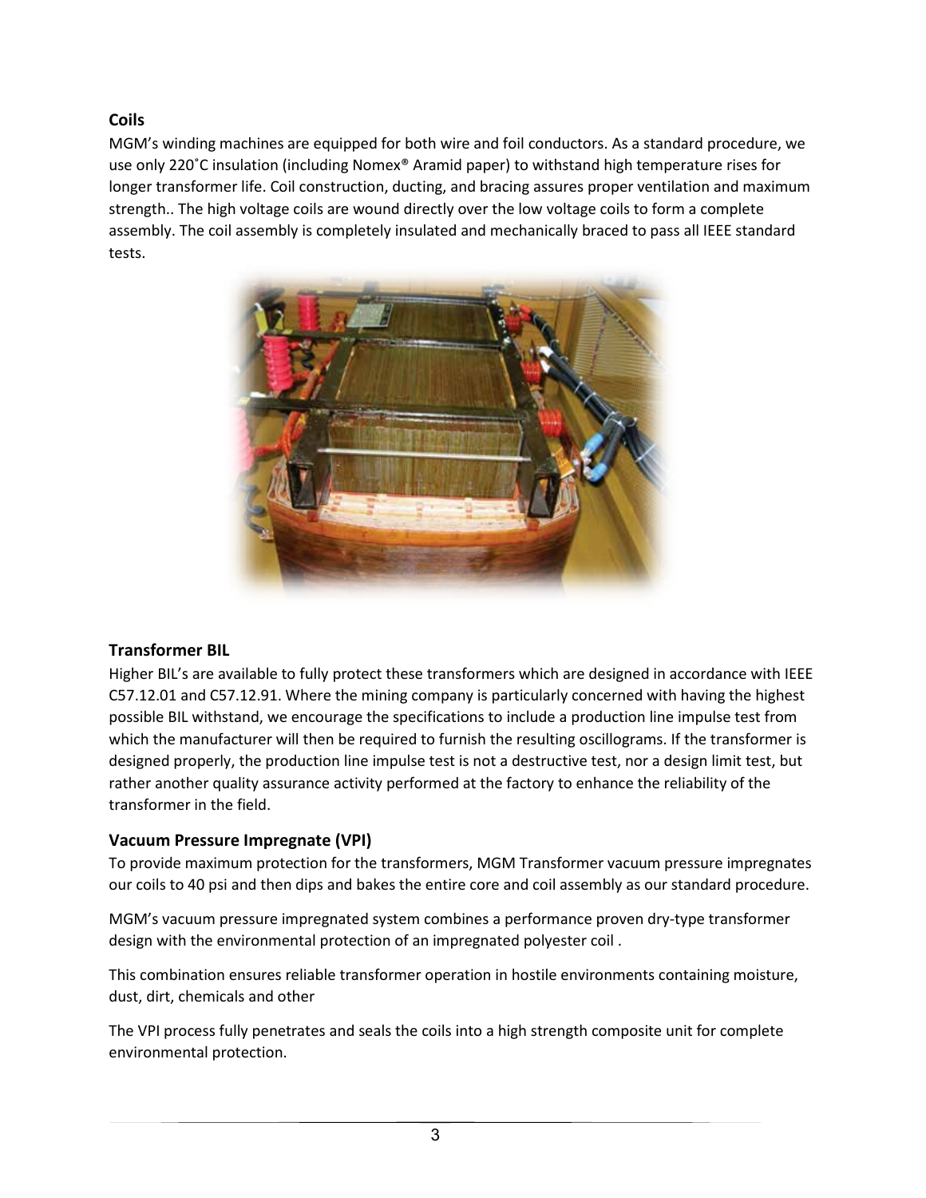### Coils

MGM's winding machines are equipped for both wire and foil conductors. As a standard procedure, we use only 220˚C insulation (including Nomex® Aramid paper) to withstand high temperature rises for longer transformer life. Coil construction, ducting, and bracing assures proper ventilation and maximum strength.. The high voltage coils are wound directly over the low voltage coils to form a complete assembly. The coil assembly is completely insulated and mechanically braced to pass all IEEE standard tests.

### Transformer BIL

Higher BIL's are available to fully protect these transformers which are designed in accordance with IEEE C57.12.01 and C57.12.91. Where the mining company is particularly concerned with having the highest possible BIL withstand, we encourage the specifications to include a production line impulse test from which the manufacturer will then be required to furnish the resulting oscillograms. If the transformer is designed properly, the production line impulse test is not a destructive test, nor a design limit test, but rather another quality assurance activity performed at the factory to enhance the reliability of the transformer in the field.

### Vacuum Pressure Impregnate (VPI)

To provide maximum protection for the transformers, MGM Transformer vacuum pressure impregnates our coils to 40 psi and then dips and bakes the entire core and coil assembly as our standard procedure.

MGM's vacuum pressure impregnated system combines a performance proven dry-type transformer design with the environmental protection of an impregnated polyester coil .

This combination ensures reliable transformer operation in hostile environments containing moisture, dust, dirt, chemicals and other

The VPI process fully penetrates and seals the coils into a high strength composite unit for complete environmental protection.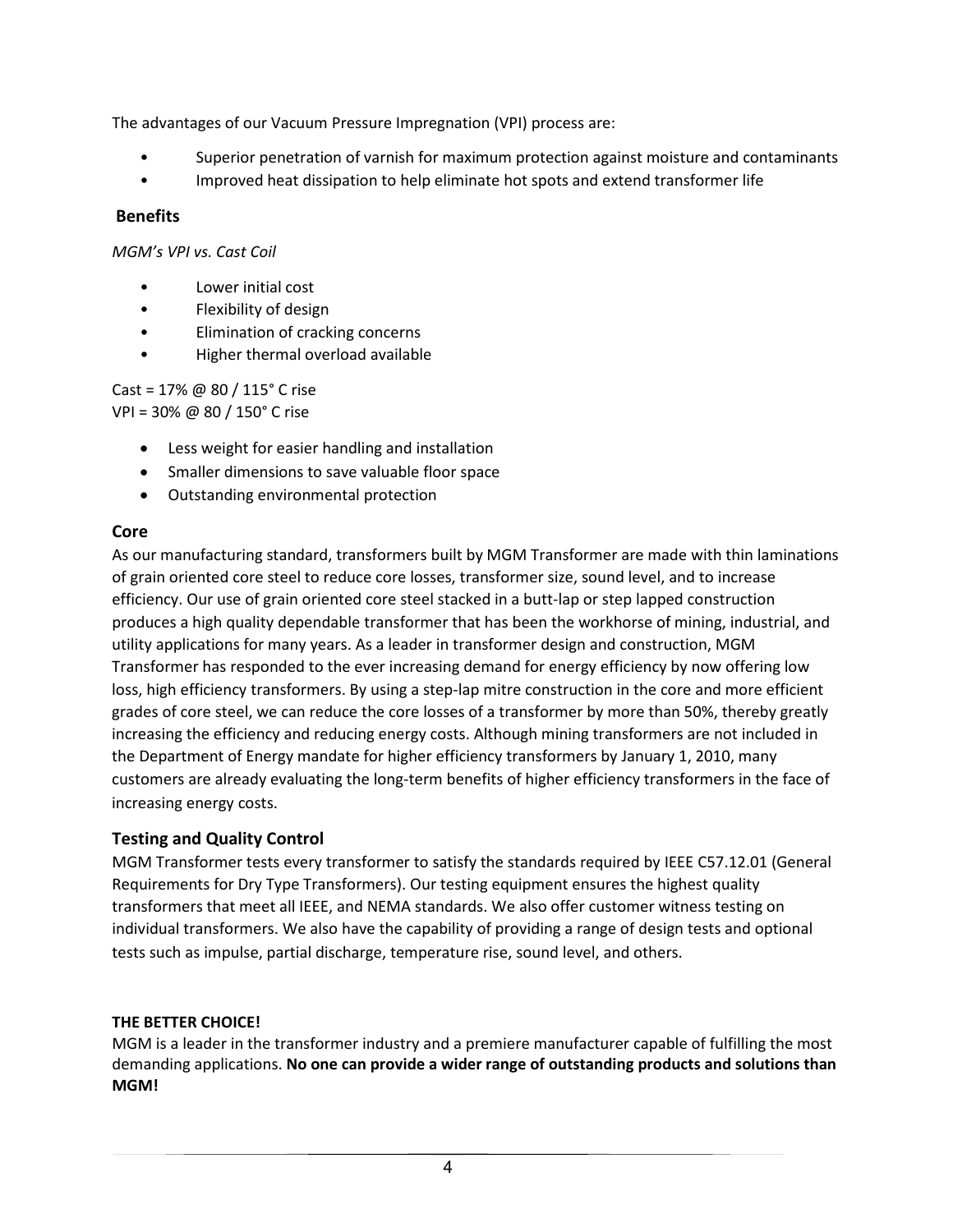The advantages of our Vacuum Pressure Impregnation (VPI) process are:

- Superior penetration of varnish for maximum protection against moisture and contaminants
- Improved heat dissipation to help eliminate hot spots and extend transformer life

## Benefits

*MGM's VPI vs. Cast Coil*

- Lower initial cost
- Flexibility of design
- Elimination of cracking concerns
- Higher thermal overload available

Cast = 17% @ 80 / 115° C rise
VPI = 30% @ 80 / 150° C rise

- Less weight for easier handling and installation
- Smaller dimensions to save valuable floor space
- Outstanding environmental protection

## Core

As our manufacturing standard, transformers built by MGM Transformer are made with thin laminations of grain oriented core steel to reduce core losses, transformer size, sound level, and to increase efficiency. Our use of grain oriented core steel stacked in a butt-lap or step lapped construction produces a high quality dependable transformer that has been the workhorse of mining, industrial, and utility applications for many years. As a leader in transformer design and construction, MGM Transformer has responded to the ever increasing demand for energy efficiency by now offering low loss, high efficiency transformers. By using a step-lap mitre construction in the core and more efficient grades of core steel, we can reduce the core losses of a transformer by more than 50%, thereby greatly increasing the efficiency and reducing energy costs. Although mining transformers are not included in the Department of Energy mandate for higher efficiency transformers by January 1, 2010, many customers are already evaluating the long-term benefits of higher efficiency transformers in the face of increasing energy costs.

## Testing and Quality Control

MGM Transformer tests every transformer to satisfy the standards required by IEEE C57.12.01 (General Requirements for Dry Type Transformers). Our testing equipment ensures the highest quality transformers that meet all IEEE, and NEMA standards. We also offer customer witness testing on individual transformers. We also have the capability of providing a range of design tests and optional tests such as impulse, partial discharge, temperature rise, sound level, and others.

**THE BETTER CHOICE!**

MGM is a leader in the transformer industry and a premiere manufacturer capable of fulfilling the most demanding applications. **No one can provide a wider range of outstanding products and solutions than MGM!**